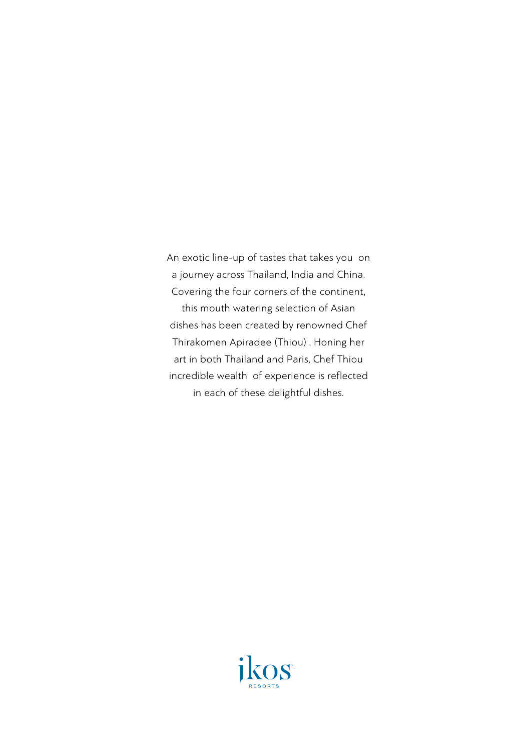An exotic line-up of tastes that takes you on a journey across Thailand, India and China. Covering the four corners of the continent, this mouth watering selection of Asian dishes has been created by renowned Chef Thirakomen Apiradee (Thiou) . Honing her art in both Thailand and Paris, Chef Thiou incredible wealth of experience is reflected in each of these delightful dishes.

ikos RESORTS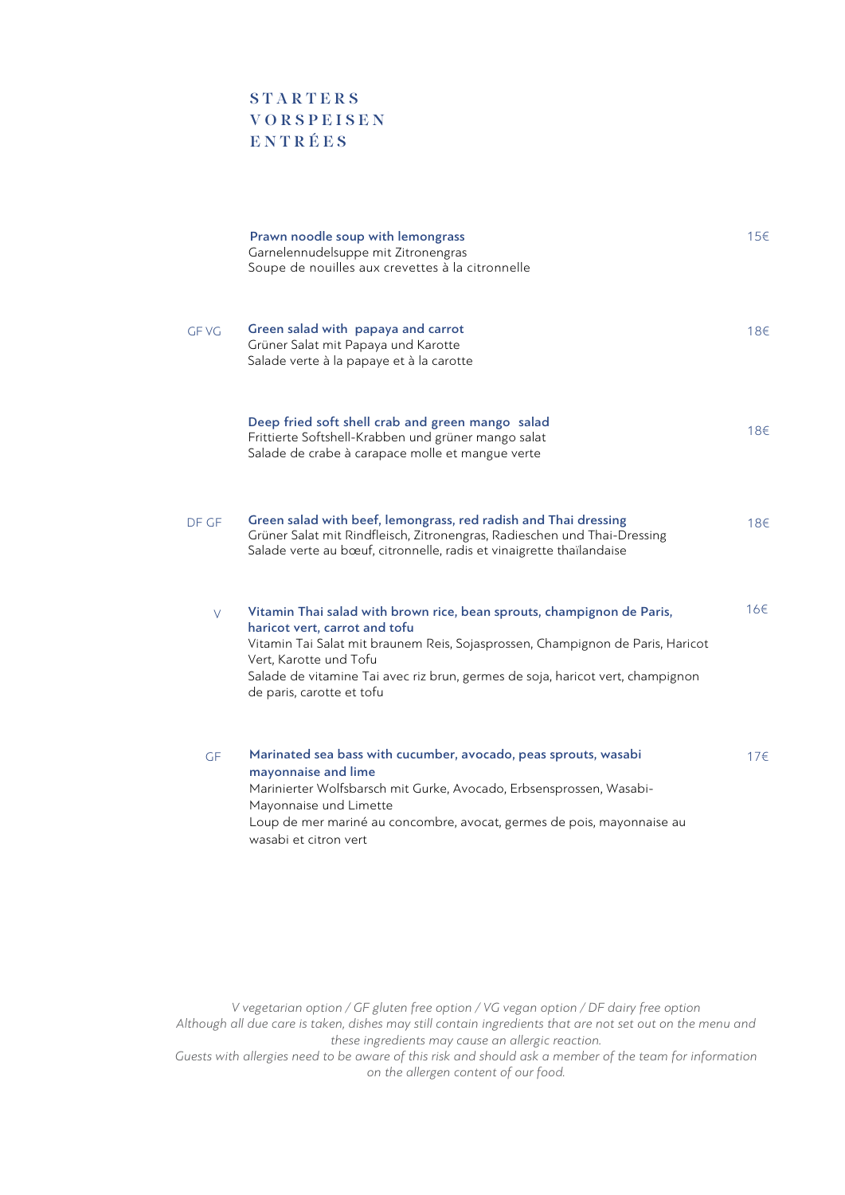# STARTERS
# VORSPEISEN
# ENTRÉES

**Prawn noodle soup with lemongrass** — 15€
Garnelennudelsuppe mit Zitronengras
Soupe de nouilles aux crevettes à la citronnelle

GF VG **Green salad with papaya and carrot** — 18€
Grüner Salat mit Papaya und Karotte
Salade verte à la papaye et à la carotte

**Deep fried soft shell crab and green mango salad** — 18€
Frittierte Softshell-Krabben und grüner mango salat
Salade de crabe à carapace molle et mangue verte

DF GF **Green salad with beef, lemongrass, red radish and Thai dressing** — 18€
Grüner Salat mit Rindfleisch, Zitronengras, Radieschen und Thai-Dressing
Salade verte au bœuf, citronnelle, radis et vinaigrette thaïlandaise

V **Vitamin Thai salad with brown rice, bean sprouts, champignon de Paris, haricot vert, carrot and tofu** — 16€
Vitamin Tai Salat mit braunem Reis, Sojasprossen, Champignon de Paris, Haricot Vert, Karotte und Tofu
Salade de vitamine Tai avec riz brun, germes de soja, haricot vert, champignon de paris, carotte et tofu

GF **Marinated sea bass with cucumber, avocado, peas sprouts, wasabi mayonnaise and lime** — 17€
Marinierter Wolfsbarsch mit Gurke, Avocado, Erbsensprossen, Wasabi-Mayonnaise und Limette
Loup de mer mariné au concombre, avocat, germes de pois, mayonnaise au wasabi et citron vert

*V vegetarian option / GF gluten free option / VG vegan option / DF dairy free option*
*Although all due care is taken, dishes may still contain ingredients that are not set out on the menu and these ingredients may cause an allergic reaction.*
*Guests with allergies need to be aware of this risk and should ask a member of the team for information on the allergen content of our food.*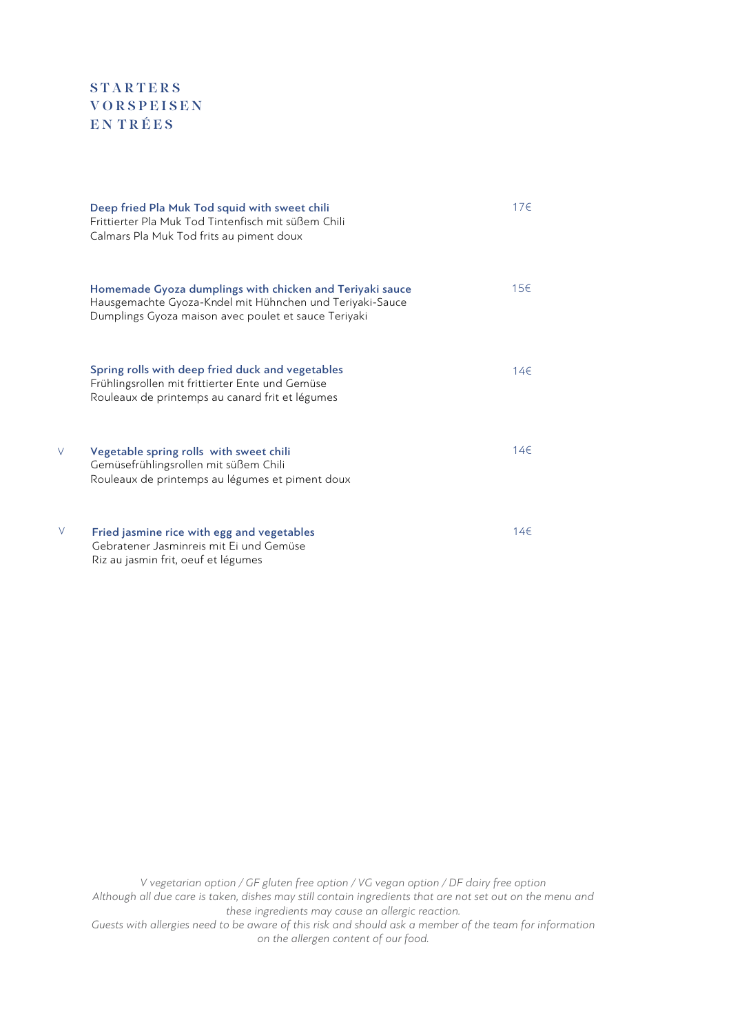# STARTERS
# VORSPEISEN
# ENTRÉES

**Deep fried Pla Muk Tod squid with sweet chili** 17€
Frittierter Pla Muk Tod Tintenfisch mit süßem Chili
Calmars Pla Muk Tod frits au piment doux

**Homemade Gyoza dumplings with chicken and Teriyaki sauce** 15€
Hausgemachte Gyoza-Kndel mit Hühnchen und Teriyaki-Sauce
Dumplings Gyoza maison avec poulet et sauce Teriyaki

**Spring rolls with deep fried duck and vegetables** 14€
Frühlingsrollen mit frittierter Ente und Gemüse
Rouleaux de printemps au canard frit et légumes

V **Vegetable spring rolls with sweet chili** 14€
Gemüsefrühlingsrollen mit süßem Chili
Rouleaux de printemps au légumes et piment doux

V **Fried jasmine rice with egg and vegetables** 14€
Gebratener Jasminreis mit Ei und Gemüse
Riz au jasmin frit, oeuf et légumes

*V vegetarian option / GF gluten free option / VG vegan option / DF dairy free option*
*Although all due care is taken, dishes may still contain ingredients that are not set out on the menu and these ingredients may cause an allergic reaction.*
*Guests with allergies need to be aware of this risk and should ask a member of the team for information on the allergen content of our food.*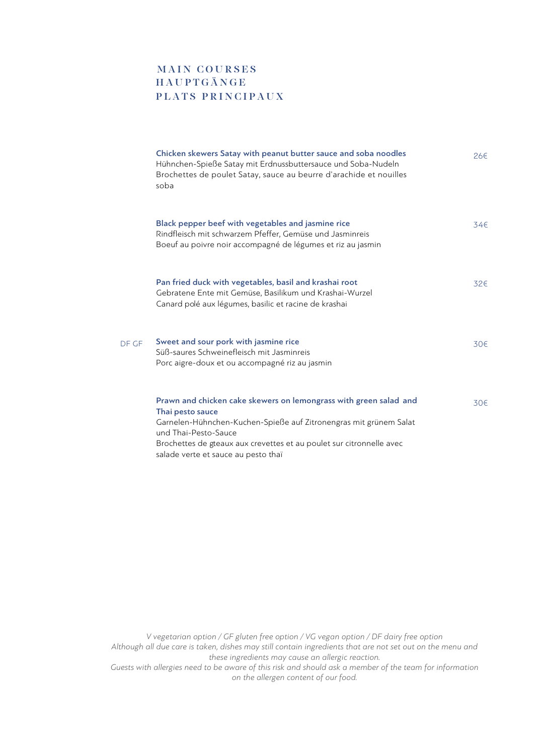# MAIN COURSES
# HAUPTGÄNGE
# PLATS PRINCIPAUX

**Chicken skewers Satay with peanut butter sauce and soba noodles** — 26€
Hühnchen-Spieße Satay mit Erdnussbuttersauce und Soba-Nudeln
Brochettes de poulet Satay, sauce au beurre d'arachide et nouilles soba

**Black pepper beef with vegetables and jasmine rice** — 34€
Rindfleisch mit schwarzem Pfeffer, Gemüse und Jasminreis
Boeuf au poivre noir accompagné de légumes et riz au jasmin

**Pan fried duck with vegetables, basil and krashai root** — 32€
Gebratene Ente mit Gemüse, Basilikum und Krashai-Wurzel
Canard polé aux légumes, basilic et racine de krashai

DF GF **Sweet and sour pork with jasmine rice** — 30€
Süß-saures Schweinefleisch mit Jasminreis
Porc aigre-doux et ou accompagné riz au jasmin

**Prawn and chicken cake skewers on lemongrass with green salad and Thai pesto sauce** — 30€
Garnelen-Hühnchen-Kuchen-Spieße auf Zitronengras mit grünem Salat und Thai-Pesto-Sauce
Brochettes de gteaux aux crevettes et au poulet sur citronnelle avec salade verte et sauce au pesto thaï

*V vegetarian option / GF gluten free option / VG vegan option / DF dairy free option*
*Although all due care is taken, dishes may still contain ingredients that are not set out on the menu and these ingredients may cause an allergic reaction.*
*Guests with allergies need to be aware of this risk and should ask a member of the team for information on the allergen content of our food.*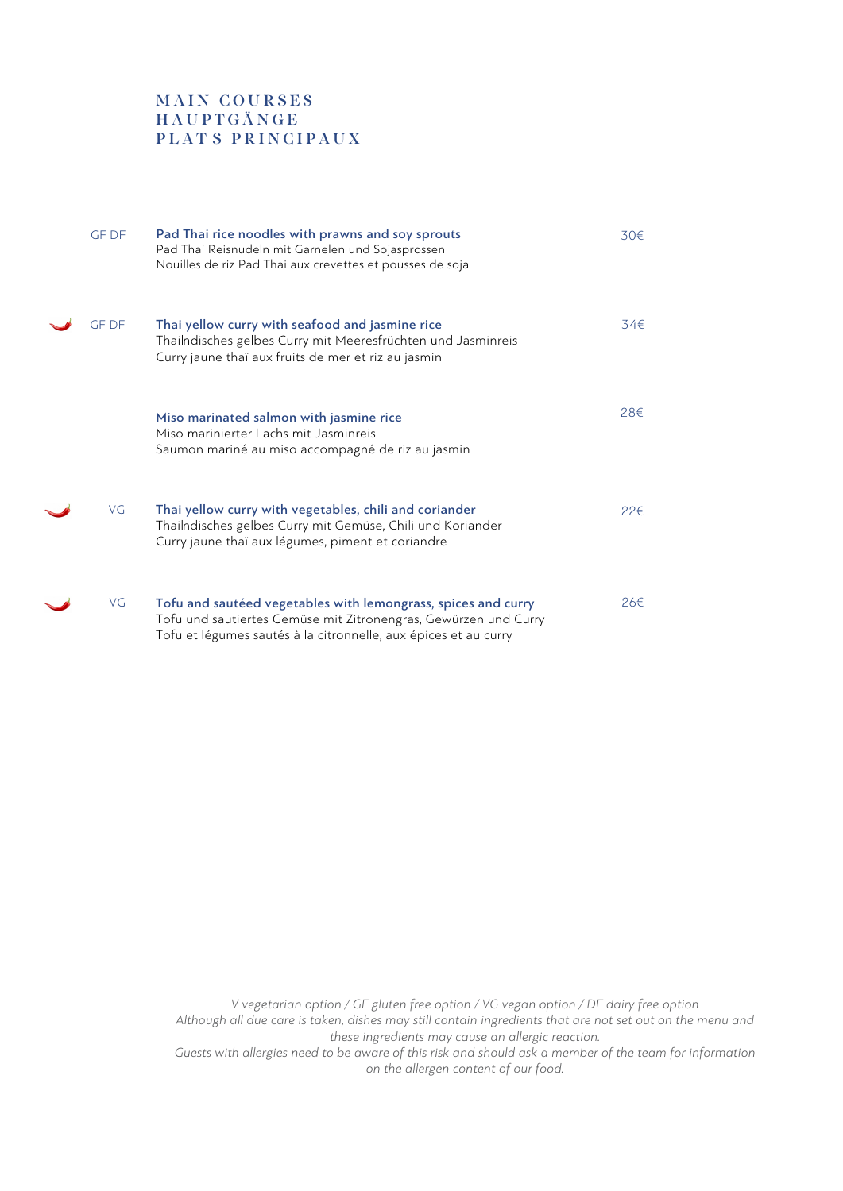# MAIN COURSES
# HAUPTGÄNGE
# PLATS PRINCIPAUX

| | | | |
|---|---|---|---|
| | GF DF | **Pad Thai rice noodles with prawns and soy sprouts**<br>Pad Thai Reisnudeln mit Garnelen und Sojasprossen<br>Nouilles de riz Pad Thai aux crevettes et pousses de soja | 30€ |
| 🌶 | GF DF | **Thai yellow curry with seafood and jasmine rice**<br>Thailndisches gelbes Curry mit Meeresfrüchten und Jasminreis<br>Curry jaune thaï aux fruits de mer et riz au jasmin | 34€ |
| | | **Miso marinated salmon with jasmine rice**<br>Miso marinierter Lachs mit Jasminreis<br>Saumon mariné au miso accompagné de riz au jasmin | 28€ |
| 🌶 | VG | **Thai yellow curry with vegetables, chili and coriander**<br>Thailndisches gelbes Curry mit Gemüse, Chili und Koriander<br>Curry jaune thaï aux légumes, piment et coriandre | 22€ |
| 🌶 | VG | **Tofu and sautéed vegetables with lemongrass, spices and curry**<br>Tofu und sautiertes Gemüse mit Zitronengras, Gewürzen und Curry<br>Tofu et légumes sautés à la citronnelle, aux épices et au curry | 26€ |

*V vegetarian option / GF gluten free option / VG vegan option / DF dairy free option*
*Although all due care is taken, dishes may still contain ingredients that are not set out on the menu and these ingredients may cause an allergic reaction.*
*Guests with allergies need to be aware of this risk and should ask a member of the team for information on the allergen content of our food.*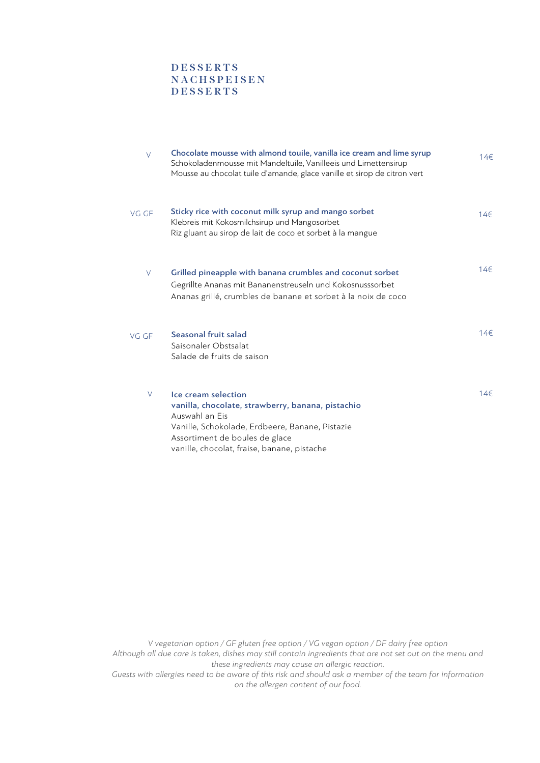# DESSERTS
# NACHSPEISEN
# DESSERTS

V **Chocolate mousse with almond touile, vanilla ice cream and lime syrup** 14€
Schokoladenmousse mit Mandeltuile, Vanilleeis und Limettensirup
Mousse au chocolat tuile d'amande, glace vanille et sirop de citron vert

VG GF **Sticky rice with coconut milk syrup and mango sorbet** 14€
Klebreis mit Kokosmilchsirup und Mangosorbet
Riz gluant au sirop de lait de coco et sorbet à la mangue

V **Grilled pineapple with banana crumbles and coconut sorbet** 14€
Gegrillte Ananas mit Bananenstreuseln und Kokosnusssorbet
Ananas grillé, crumbles de banane et sorbet à la noix de coco

VG GF **Seasonal fruit salad** 14€
Saisonaler Obstsalat
Salade de fruits de saison

V **Ice cream selection** 14€
**vanilla, chocolate, strawberry, banana, pistachio**
Auswahl an Eis
Vanille, Schokolade, Erdbeere, Banane, Pistazie
Assortiment de boules de glace
vanille, chocolat, fraise, banane, pistache

*V vegetarian option / GF gluten free option / VG vegan option / DF dairy free option*
*Although all due care is taken, dishes may still contain ingredients that are not set out on the menu and these ingredients may cause an allergic reaction.*
*Guests with allergies need to be aware of this risk and should ask a member of the team for information on the allergen content of our food.*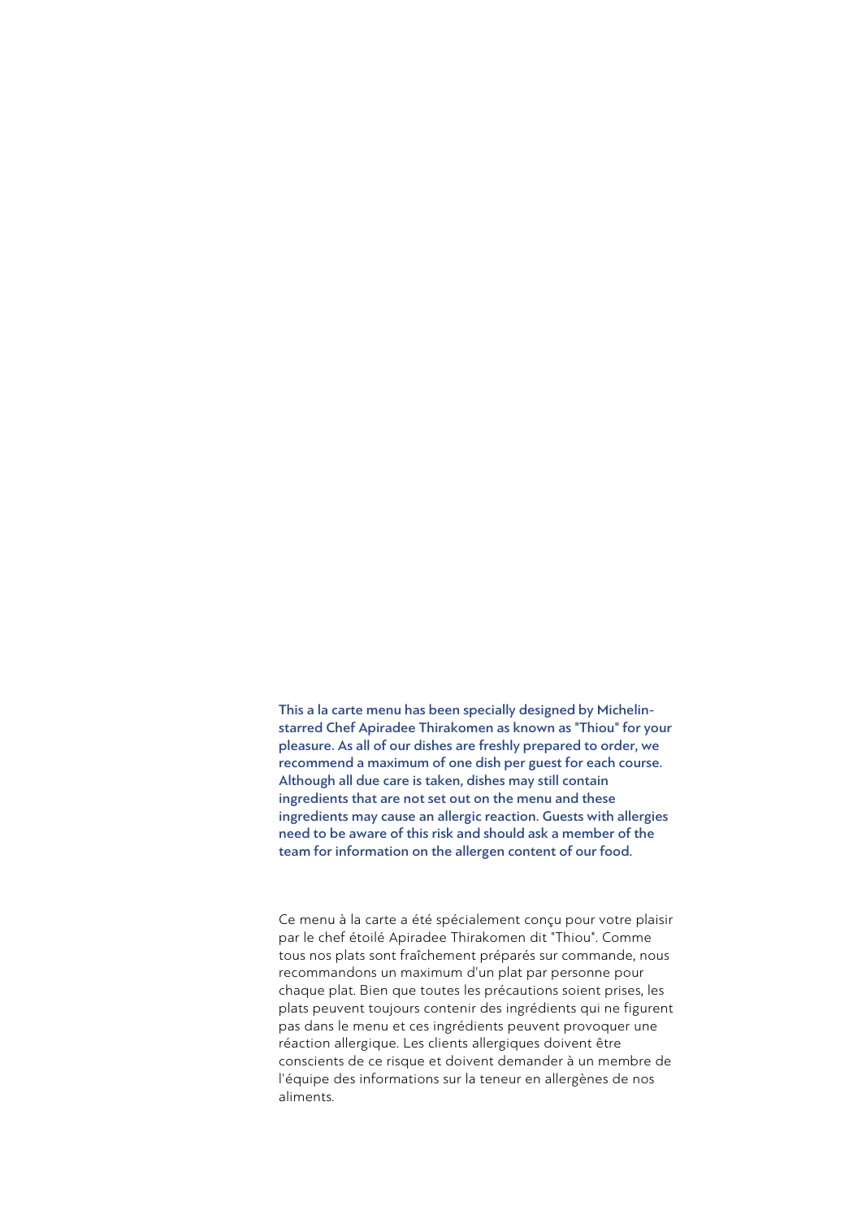**This a la carte menu has been specially designed by Michelin-starred Chef Apiradee Thirakomen as known as "Thiou" for your pleasure. As all of our dishes are freshly prepared to order, we recommend a maximum of one dish per guest for each course. Although all due care is taken, dishes may still contain ingredients that are not set out on the menu and these ingredients may cause an allergic reaction. Guests with allergies need to be aware of this risk and should ask a member of the team for information on the allergen content of our food.**

Ce menu à la carte a été spécialement conçu pour votre plaisir par le chef étoilé Apiradee Thirakomen dit "Thiou". Comme tous nos plats sont fraîchement préparés sur commande, nous recommandons un maximum d'un plat par personne pour chaque plat. Bien que toutes les précautions soient prises, les plats peuvent toujours contenir des ingrédients qui ne figurent pas dans le menu et ces ingrédients peuvent provoquer une réaction allergique. Les clients allergiques doivent être conscients de ce risque et doivent demander à un membre de l'équipe des informations sur la teneur en allergènes de nos aliments.